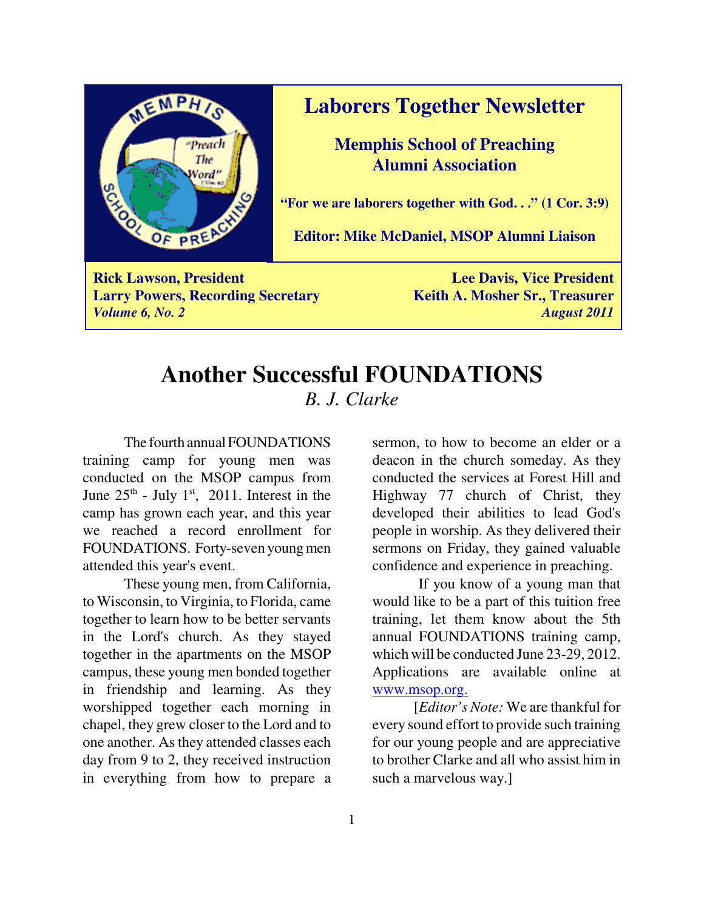# Laborers Together Newsletter

**Memphis School of Preaching**
**Alumni Association**

**"For we are laborers together with God. . ." (1 Cor. 3:9)**

**Editor: Mike McDaniel, MSOP Alumni Liaison**

**Rick Lawson, President** | **Lee Davis, Vice President**
**Larry Powers, Recording Secretary** | **Keith A. Mosher Sr., Treasurer**
***Volume 6, No. 2*** | ***August 2011***

# Another Successful FOUNDATIONS

*B. J. Clarke*

The fourth annual FOUNDATIONS training camp for young men was conducted on the MSOP campus from June 25th - July 1st, 2011. Interest in the camp has grown each year, and this year we reached a record enrollment for FOUNDATIONS. Forty-seven young men attended this year's event.

These young men, from California, to Wisconsin, to Virginia, to Florida, came together to learn how to be better servants in the Lord's church. As they stayed together in the apartments on the MSOP campus, these young men bonded together in friendship and learning. As they worshipped together each morning in chapel, they grew closer to the Lord and to one another. As they attended classes each day from 9 to 2, they received instruction in everything from how to prepare a sermon, to how to become an elder or a deacon in the church someday. As they conducted the services at Forest Hill and Highway 77 church of Christ, they developed their abilities to lead God's people in worship. As they delivered their sermons on Friday, they gained valuable confidence and experience in preaching.

If you know of a young man that would like to be a part of this tuition free training, let them know about the 5th annual FOUNDATIONS training camp, which will be conducted June 23-29, 2012. Applications are available online at www.msop.org.

[*Editor's Note:* We are thankful for every sound effort to provide such training for our young people and are appreciative to brother Clarke and all who assist him in such a marvelous way.]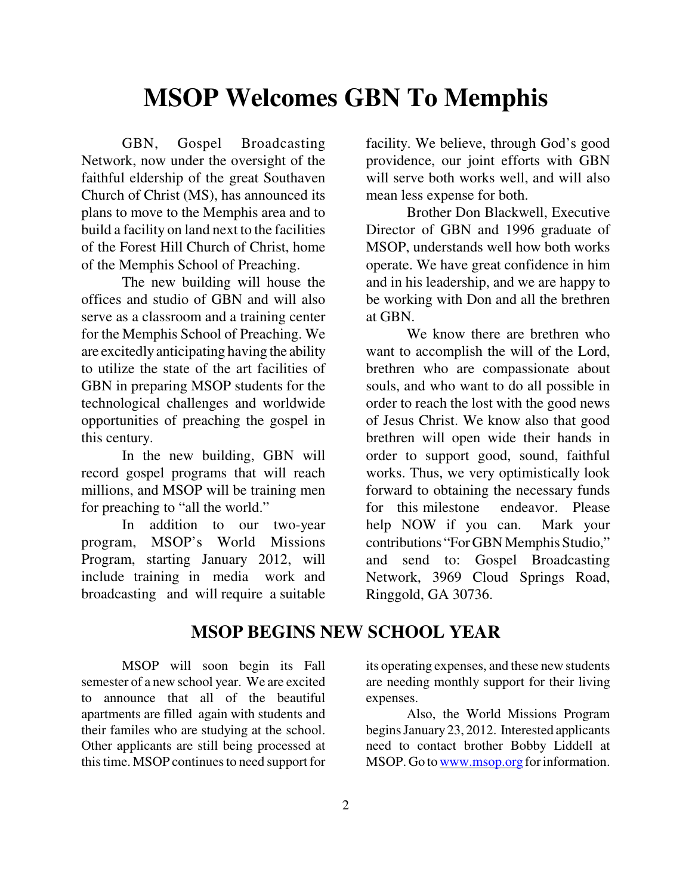# MSOP Welcomes GBN To Memphis

GBN, Gospel Broadcasting Network, now under the oversight of the faithful eldership of the great Southaven Church of Christ (MS), has announced its plans to move to the Memphis area and to build a facility on land next to the facilities of the Forest Hill Church of Christ, home of the Memphis School of Preaching.

The new building will house the offices and studio of GBN and will also serve as a classroom and a training center for the Memphis School of Preaching. We are excitedly anticipating having the ability to utilize the state of the art facilities of GBN in preparing MSOP students for the technological challenges and worldwide opportunities of preaching the gospel in this century.

In the new building, GBN will record gospel programs that will reach millions, and MSOP will be training men for preaching to "all the world."

In addition to our two-year program, MSOP's World Missions Program, starting January 2012, will include training in media work and broadcasting and will require a suitable facility. We believe, through God's good providence, our joint efforts with GBN will serve both works well, and will also mean less expense for both.

Brother Don Blackwell, Executive Director of GBN and 1996 graduate of MSOP, understands well how both works operate. We have great confidence in him and in his leadership, and we are happy to be working with Don and all the brethren at GBN.

We know there are brethren who want to accomplish the will of the Lord, brethren who are compassionate about souls, and who want to do all possible in order to reach the lost with the good news of Jesus Christ. We know also that good brethren will open wide their hands in order to support good, sound, faithful works. Thus, we very optimistically look forward to obtaining the necessary funds for this milestone endeavor. Please help NOW if you can. Mark your contributions "For GBN Memphis Studio," and send to: Gospel Broadcasting Network, 3969 Cloud Springs Road, Ringgold, GA 30736.

## MSOP BEGINS NEW SCHOOL YEAR

MSOP will soon begin its Fall semester of a new school year. We are excited to announce that all of the beautiful apartments are filled again with students and their familes who are studying at the school. Other applicants are still being processed at this time. MSOP continues to need support for its operating expenses, and these new students are needing monthly support for their living expenses.

Also, the World Missions Program begins January 23, 2012. Interested applicants need to contact brother Bobby Liddell at MSOP. Go to www.msop.org for information.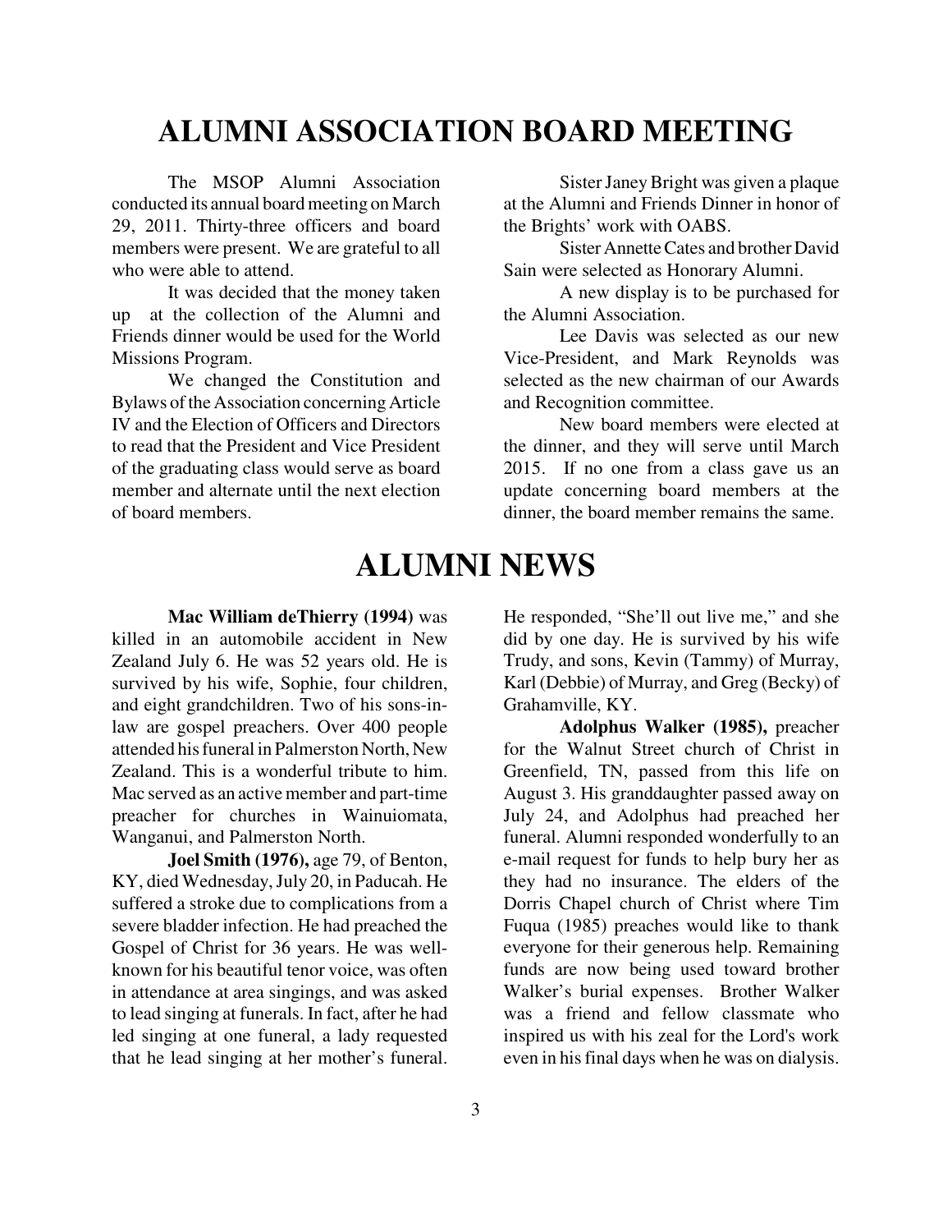# ALUMNI ASSOCIATION BOARD MEETING

The MSOP Alumni Association conducted its annual board meeting on March 29, 2011. Thirty-three officers and board members were present. We are grateful to all who were able to attend.

It was decided that the money taken up at the collection of the Alumni and Friends dinner would be used for the World Missions Program.

We changed the Constitution and Bylaws of the Association concerning Article IV and the Election of Officers and Directors to read that the President and Vice President of the graduating class would serve as board member and alternate until the next election of board members.

Sister Janey Bright was given a plaque at the Alumni and Friends Dinner in honor of the Brights' work with OABS.

Sister Annette Cates and brother David Sain were selected as Honorary Alumni.

A new display is to be purchased for the Alumni Association.

Lee Davis was selected as our new Vice-President, and Mark Reynolds was selected as the new chairman of our Awards and Recognition committee.

New board members were elected at the dinner, and they will serve until March 2015. If no one from a class gave us an update concerning board members at the dinner, the board member remains the same.

# ALUMNI NEWS

**Mac William deThierry (1994)** was killed in an automobile accident in New Zealand July 6. He was 52 years old. He is survived by his wife, Sophie, four children, and eight grandchildren. Two of his sons-in-law are gospel preachers. Over 400 people attended his funeral in Palmerston North, New Zealand. This is a wonderful tribute to him. Mac served as an active member and part-time preacher for churches in Wainuiomata, Wanganui, and Palmerston North.

**Joel Smith (1976),** age 79, of Benton, KY, died Wednesday, July 20, in Paducah. He suffered a stroke due to complications from a severe bladder infection. He had preached the Gospel of Christ for 36 years. He was well-known for his beautiful tenor voice, was often in attendance at area singings, and was asked to lead singing at funerals. In fact, after he had led singing at one funeral, a lady requested that he lead singing at her mother's funeral. He responded, "She'll out live me," and she did by one day. He is survived by his wife Trudy, and sons, Kevin (Tammy) of Murray, Karl (Debbie) of Murray, and Greg (Becky) of Grahamville, KY.

**Adolphus Walker (1985),** preacher for the Walnut Street church of Christ in Greenfield, TN, passed from this life on August 3. His granddaughter passed away on July 24, and Adolphus had preached her funeral. Alumni responded wonderfully to an e-mail request for funds to help bury her as they had no insurance. The elders of the Dorris Chapel church of Christ where Tim Fuqua (1985) preaches would like to thank everyone for their generous help. Remaining funds are now being used toward brother Walker's burial expenses. Brother Walker was a friend and fellow classmate who inspired us with his zeal for the Lord's work even in his final days when he was on dialysis.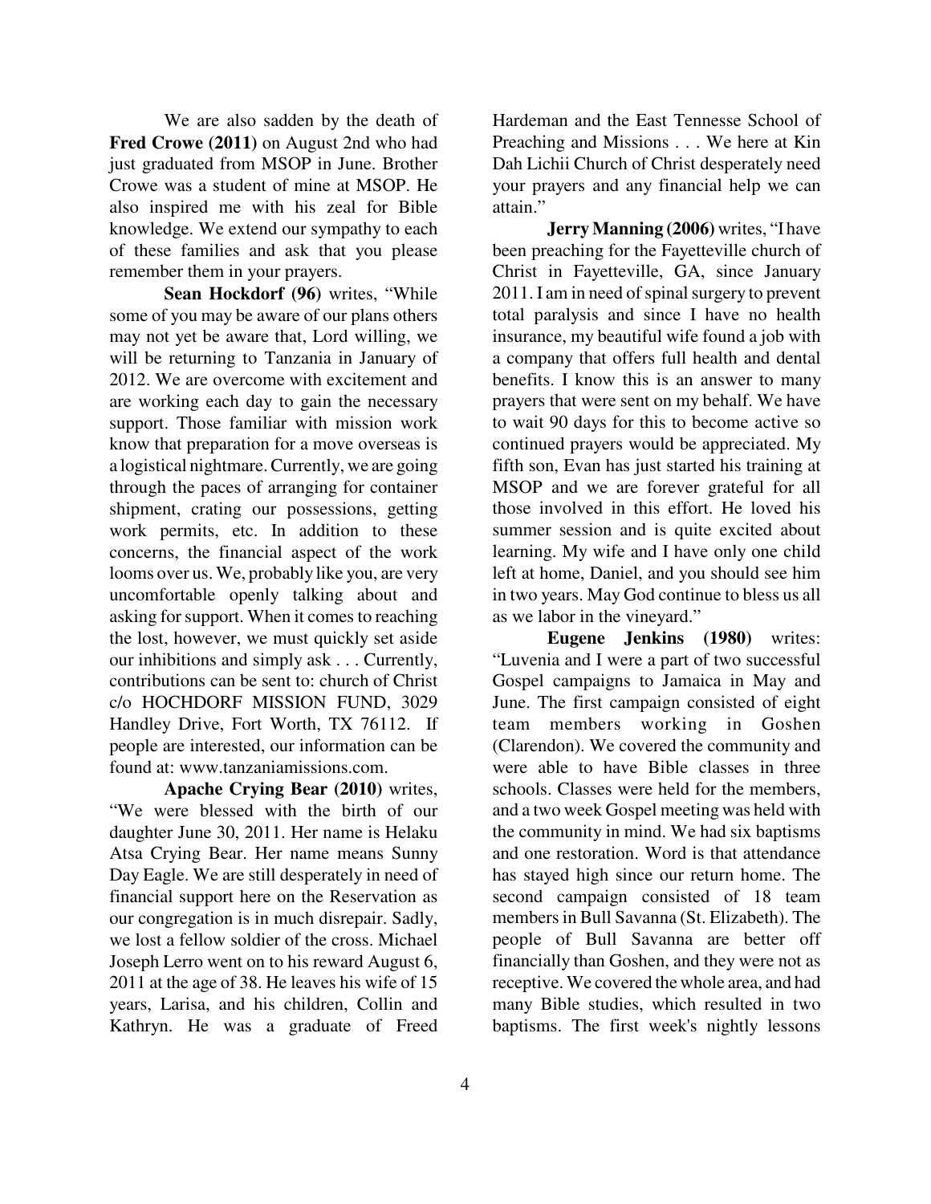We are also sadden by the death of **Fred Crowe (2011)** on August 2nd who had just graduated from MSOP in June. Brother Crowe was a student of mine at MSOP. He also inspired me with his zeal for Bible knowledge. We extend our sympathy to each of these families and ask that you please remember them in your prayers.

**Sean Hockdorf (96)** writes, "While some of you may be aware of our plans others may not yet be aware that, Lord willing, we will be returning to Tanzania in January of 2012. We are overcome with excitement and are working each day to gain the necessary support. Those familiar with mission work know that preparation for a move overseas is a logistical nightmare. Currently, we are going through the paces of arranging for container shipment, crating our possessions, getting work permits, etc. In addition to these concerns, the financial aspect of the work looms over us. We, probably like you, are very uncomfortable openly talking about and asking for support. When it comes to reaching the lost, however, we must quickly set aside our inhibitions and simply ask . . . Currently, contributions can be sent to: church of Christ c/o HOCHDORF MISSION FUND, 3029 Handley Drive, Fort Worth, TX 76112. If people are interested, our information can be found at: www.tanzaniamissions.com.

**Apache Crying Bear (2010)** writes, "We were blessed with the birth of our daughter June 30, 2011. Her name is Helaku Atsa Crying Bear. Her name means Sunny Day Eagle. We are still desperately in need of financial support here on the Reservation as our congregation is in much disrepair. Sadly, we lost a fellow soldier of the cross. Michael Joseph Lerro went on to his reward August 6, 2011 at the age of 38. He leaves his wife of 15 years, Larisa, and his children, Collin and Kathryn. He was a graduate of Freed Hardeman and the East Tennesse School of Preaching and Missions . . . We here at Kin Dah Lichii Church of Christ desperately need your prayers and any financial help we can attain."

**Jerry Manning (2006)** writes, "I have been preaching for the Fayetteville church of Christ in Fayetteville, GA, since January 2011. I am in need of spinal surgery to prevent total paralysis and since I have no health insurance, my beautiful wife found a job with a company that offers full health and dental benefits. I know this is an answer to many prayers that were sent on my behalf. We have to wait 90 days for this to become active so continued prayers would be appreciated. My fifth son, Evan has just started his training at MSOP and we are forever grateful for all those involved in this effort. He loved his summer session and is quite excited about learning. My wife and I have only one child left at home, Daniel, and you should see him in two years. May God continue to bless us all as we labor in the vineyard."

**Eugene Jenkins (1980)** writes: "Luvenia and I were a part of two successful Gospel campaigns to Jamaica in May and June. The first campaign consisted of eight team members working in Goshen (Clarendon). We covered the community and were able to have Bible classes in three schools. Classes were held for the members, and a two week Gospel meeting was held with the community in mind. We had six baptisms and one restoration. Word is that attendance has stayed high since our return home. The second campaign consisted of 18 team members in Bull Savanna (St. Elizabeth). The people of Bull Savanna are better off financially than Goshen, and they were not as receptive. We covered the whole area, and had many Bible studies, which resulted in two baptisms. The first week's nightly lessons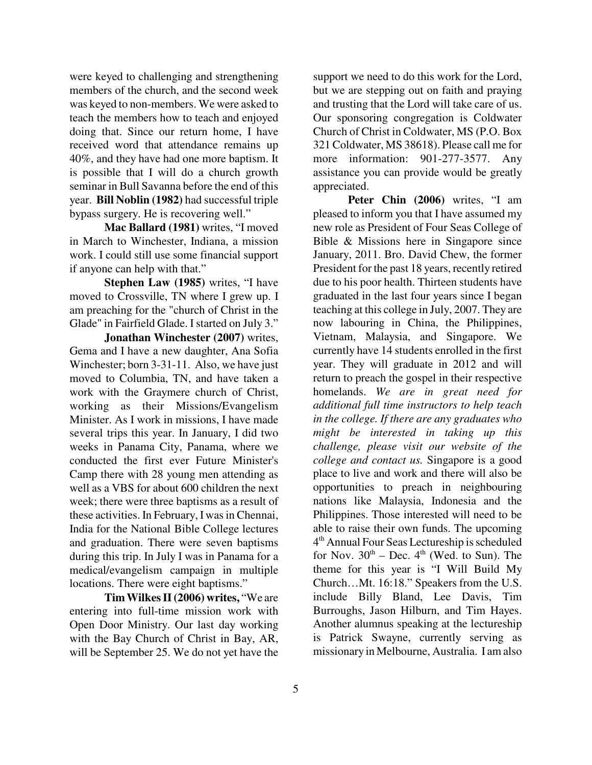were keyed to challenging and strengthening members of the church, and the second week was keyed to non-members. We were asked to teach the members how to teach and enjoyed doing that. Since our return home, I have received word that attendance remains up 40%, and they have had one more baptism. It is possible that I will do a church growth seminar in Bull Savanna before the end of this year. **Bill Noblin (1982)** had successful triple bypass surgery. He is recovering well."

**Mac Ballard (1981)** writes, "I moved in March to Winchester, Indiana, a mission work. I could still use some financial support if anyone can help with that."

**Stephen Law (1985)** writes, "I have moved to Crossville, TN where I grew up. I am preaching for the "church of Christ in the Glade" in Fairfield Glade. I started on July 3."

**Jonathan Winchester (2007)** writes, Gema and I have a new daughter, Ana Sofia Winchester; born 3-31-11. Also, we have just moved to Columbia, TN, and have taken a work with the Graymere church of Christ, working as their Missions/Evangelism Minister. As I work in missions, I have made several trips this year. In January, I did two weeks in Panama City, Panama, where we conducted the first ever Future Minister's Camp there with 28 young men attending as well as a VBS for about 600 children the next week; there were three baptisms as a result of these activities. In February, I was in Chennai, India for the National Bible College lectures and graduation. There were seven baptisms during this trip. In July I was in Panama for a medical/evangelism campaign in multiple locations. There were eight baptisms."

**Tim Wilkes II (2006) writes,** "We are entering into full-time mission work with Open Door Ministry. Our last day working with the Bay Church of Christ in Bay, AR, will be September 25. We do not yet have the support we need to do this work for the Lord, but we are stepping out on faith and praying and trusting that the Lord will take care of us. Our sponsoring congregation is Coldwater Church of Christ in Coldwater, MS (P.O. Box 321 Coldwater, MS 38618). Please call me for more information: 901-277-3577. Any assistance you can provide would be greatly appreciated.

**Peter Chin (2006)** writes, "I am pleased to inform you that I have assumed my new role as President of Four Seas College of Bible & Missions here in Singapore since January, 2011. Bro. David Chew, the former President for the past 18 years, recently retired due to his poor health. Thirteen students have graduated in the last four years since I began teaching at this college in July, 2007. They are now labouring in China, the Philippines, Vietnam, Malaysia, and Singapore. We currently have 14 students enrolled in the first year. They will graduate in 2012 and will return to preach the gospel in their respective homelands. *We are in great need for additional full time instructors to help teach in the college. If there are any graduates who might be interested in taking up this challenge, please visit our website of the college and contact us.* Singapore is a good place to live and work and there will also be opportunities to preach in neighbouring nations like Malaysia, Indonesia and the Philippines. Those interested will need to be able to raise their own funds. The upcoming 4th Annual Four Seas Lectureship is scheduled for Nov. 30th – Dec. 4th (Wed. to Sun). The theme for this year is "I Will Build My Church…Mt. 16:18." Speakers from the U.S. include Billy Bland, Lee Davis, Tim Burroughs, Jason Hilburn, and Tim Hayes. Another alumnus speaking at the lectureship is Patrick Swayne, currently serving as missionary in Melbourne, Australia. I am also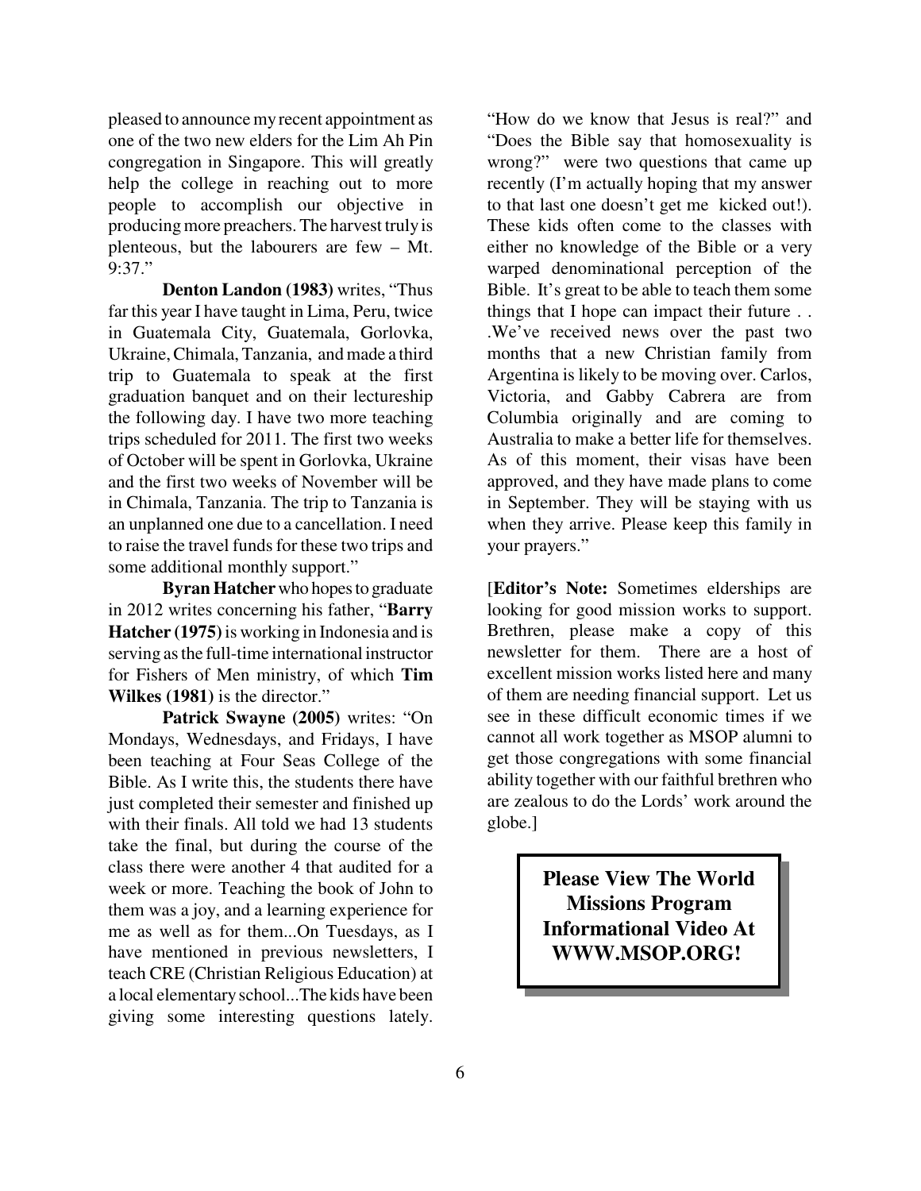pleased to announce my recent appointment as one of the two new elders for the Lim Ah Pin congregation in Singapore. This will greatly help the college in reaching out to more people to accomplish our objective in producing more preachers. The harvest truly is plenteous, but the labourers are few – Mt. 9:37."

**Denton Landon (1983)** writes, "Thus far this year I have taught in Lima, Peru, twice in Guatemala City, Guatemala, Gorlovka, Ukraine, Chimala, Tanzania, and made a third trip to Guatemala to speak at the first graduation banquet and on their lectureship the following day. I have two more teaching trips scheduled for 2011. The first two weeks of October will be spent in Gorlovka, Ukraine and the first two weeks of November will be in Chimala, Tanzania. The trip to Tanzania is an unplanned one due to a cancellation. I need to raise the travel funds for these two trips and some additional monthly support."

**Byran Hatcher** who hopes to graduate in 2012 writes concerning his father, "**Barry Hatcher (1975)** is working in Indonesia and is serving as the full-time international instructor for Fishers of Men ministry, of which **Tim Wilkes (1981)** is the director."

**Patrick Swayne (2005)** writes: "On Mondays, Wednesdays, and Fridays, I have been teaching at Four Seas College of the Bible. As I write this, the students there have just completed their semester and finished up with their finals. All told we had 13 students take the final, but during the course of the class there were another 4 that audited for a week or more. Teaching the book of John to them was a joy, and a learning experience for me as well as for them...On Tuesdays, as I have mentioned in previous newsletters, I teach CRE (Christian Religious Education) at a local elementary school...The kids have been giving some interesting questions lately. "How do we know that Jesus is real?" and "Does the Bible say that homosexuality is wrong?" were two questions that came up recently (I'm actually hoping that my answer to that last one doesn't get me kicked out!). These kids often come to the classes with either no knowledge of the Bible or a very warped denominational perception of the Bible. It's great to be able to teach them some things that I hope can impact their future . . .We've received news over the past two months that a new Christian family from Argentina is likely to be moving over. Carlos, Victoria, and Gabby Cabrera are from Columbia originally and are coming to Australia to make a better life for themselves. As of this moment, their visas have been approved, and they have made plans to come in September. They will be staying with us when they arrive. Please keep this family in your prayers."

[**Editor's Note:** Sometimes elderships are looking for good mission works to support. Brethren, please make a copy of this newsletter for them. There are a host of excellent mission works listed here and many of them are needing financial support. Let us see in these difficult economic times if we cannot all work together as MSOP alumni to get those congregations with some financial ability together with our faithful brethren who are zealous to do the Lords' work around the globe.]

**Please View The World Missions Program Informational Video At WWW.MSOP.ORG!**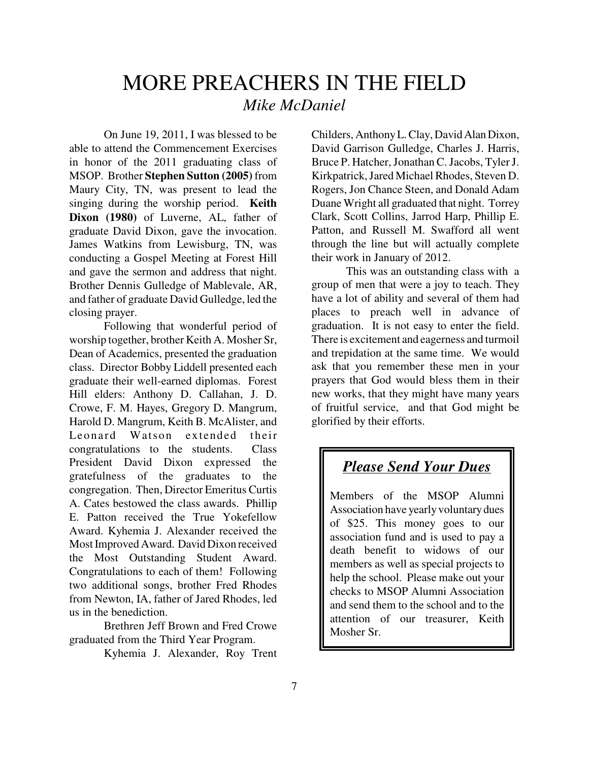# MORE PREACHERS IN THE FIELD

*Mike McDaniel*

On June 19, 2011, I was blessed to be able to attend the Commencement Exercises in honor of the 2011 graduating class of MSOP. Brother **Stephen Sutton (2005)** from Maury City, TN, was present to lead the singing during the worship period. **Keith Dixon (1980)** of Luverne, AL, father of graduate David Dixon, gave the invocation. James Watkins from Lewisburg, TN, was conducting a Gospel Meeting at Forest Hill and gave the sermon and address that night. Brother Dennis Gulledge of Mablevale, AR, and father of graduate David Gulledge, led the closing prayer.

Following that wonderful period of worship together, brother Keith A. Mosher Sr, Dean of Academics, presented the graduation class. Director Bobby Liddell presented each graduate their well-earned diplomas. Forest Hill elders: Anthony D. Callahan, J. D. Crowe, F. M. Hayes, Gregory D. Mangrum, Harold D. Mangrum, Keith B. McAlister, and Leonard Watson extended their congratulations to the students. Class President David Dixon expressed the gratefulness of the graduates to the congregation. Then, Director Emeritus Curtis A. Cates bestowed the class awards. Phillip E. Patton received the True Yokefellow Award. Kyhemia J. Alexander received the Most Improved Award. David Dixon received the Most Outstanding Student Award. Congratulations to each of them! Following two additional songs, brother Fred Rhodes from Newton, IA, father of Jared Rhodes, led us in the benediction.

Brethren Jeff Brown and Fred Crowe graduated from the Third Year Program.

Kyhemia J. Alexander, Roy Trent Childers, Anthony L. Clay, David Alan Dixon, David Garrison Gulledge, Charles J. Harris, Bruce P. Hatcher, Jonathan C. Jacobs, Tyler J. Kirkpatrick, Jared Michael Rhodes, Steven D. Rogers, Jon Chance Steen, and Donald Adam Duane Wright all graduated that night. Torrey Clark, Scott Collins, Jarrod Harp, Phillip E. Patton, and Russell M. Swafford all went through the line but will actually complete their work in January of 2012.

This was an outstanding class with a group of men that were a joy to teach. They have a lot of ability and several of them had places to preach well in advance of graduation. It is not easy to enter the field. There is excitement and eagerness and turmoil and trepidation at the same time. We would ask that you remember these men in your prayers that God would bless them in their new works, that they might have many years of fruitful service, and that God might be glorified by their efforts.

## ***Please Send Your Dues***

Members of the MSOP Alumni Association have yearly voluntary dues of $25. This money goes to our association fund and is used to pay a death benefit to widows of our members as well as special projects to help the school. Please make out your checks to MSOP Alumni Association and send them to the school and to the attention of our treasurer, Keith Mosher Sr.